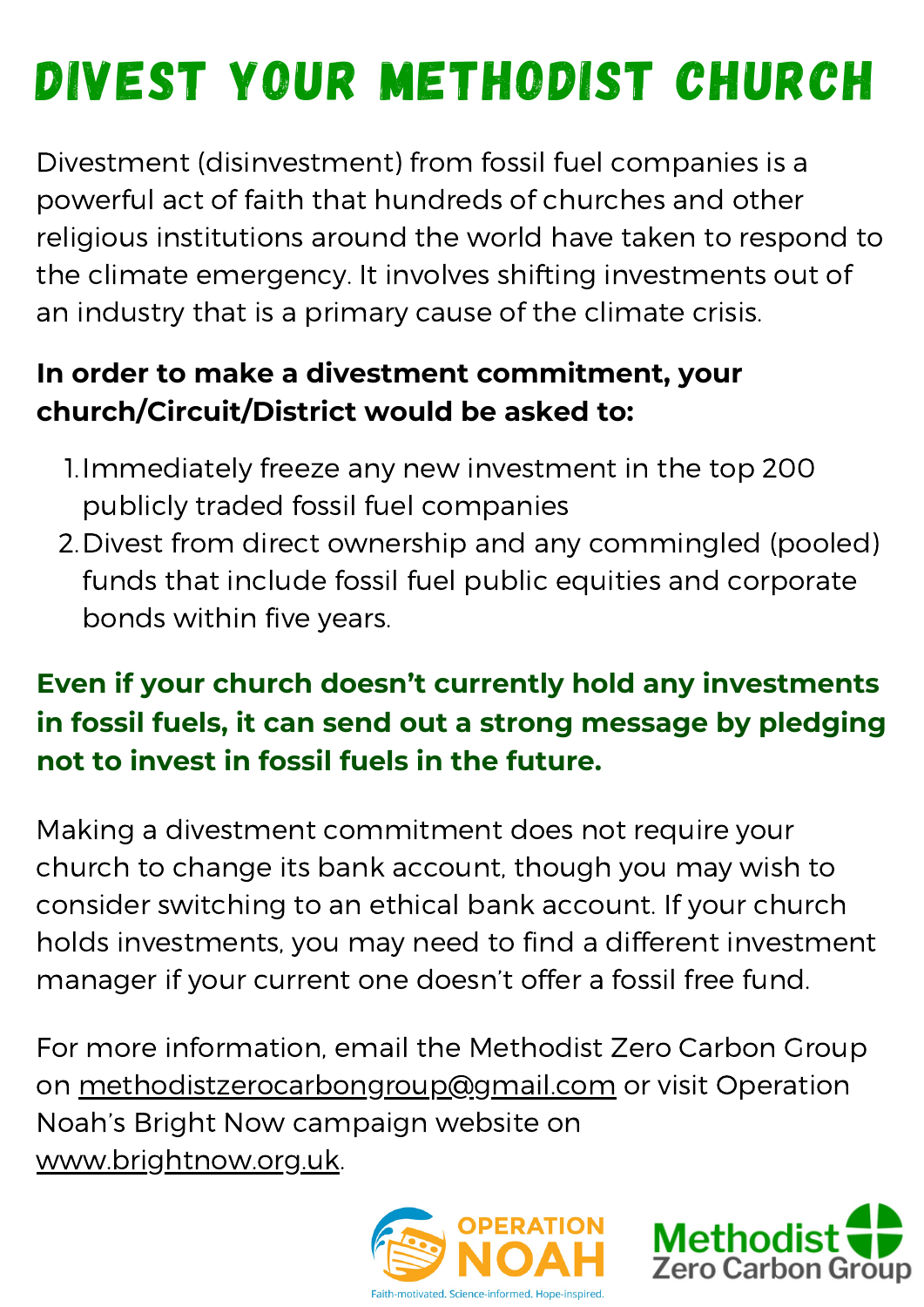# DIVEST YOUR METHODIST CHURCH

Divestment (disinvestment) from fossil fuel companies is a powerful act of faith that hundreds of churches and other religious institutions around the world have taken to respond to the climate emergency. It involves shifting investments out of an industry that is a primary cause of the climate crisis.

**In order to make a divestment commitment, your church/Circuit/District would be asked to:**

1. Immediately freeze any new investment in the top 200 publicly traded fossil fuel companies
2. Divest from direct ownership and any commingled (pooled) funds that include fossil fuel public equities and corporate bonds within five years.

**Even if your church doesn't currently hold any investments in fossil fuels, it can send out a strong message by pledging not to invest in fossil fuels in the future.**

Making a divestment commitment does not require your church to change its bank account, though you may wish to consider switching to an ethical bank account. If your church holds investments, you may need to find a different investment manager if your current one doesn't offer a fossil free fund.

For more information, email the Methodist Zero Carbon Group on methodistzerocarbongroup@gmail.com or visit Operation Noah's Bright Now campaign website on www.brightnow.org.uk.

OPERATION NOAH
Faith-motivated. Science-informed. Hope-inspired.

Methodist Zero Carbon Group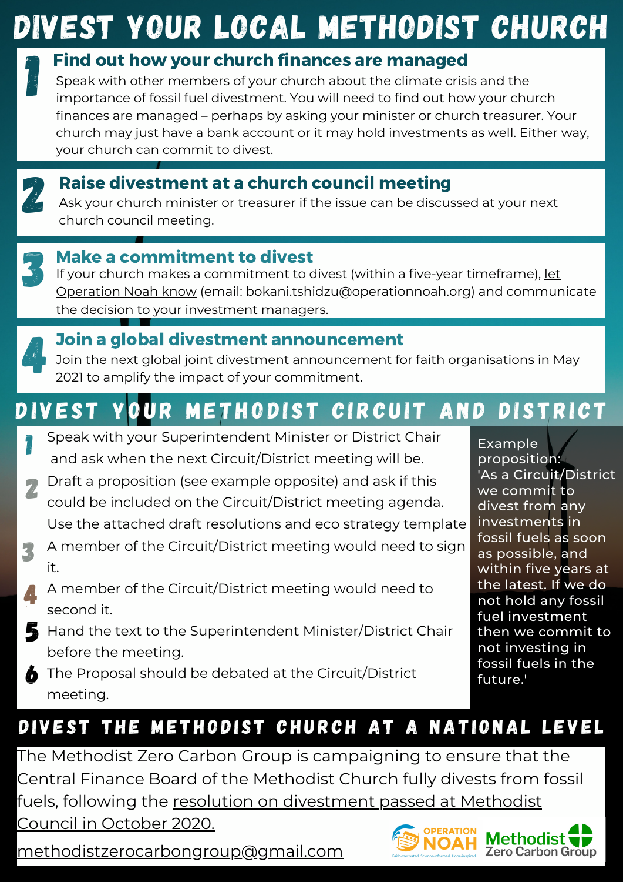# DIVEST YOUR LOCAL METHODIST CHURCH

## 1 Find out how your church finances are managed

Speak with other members of your church about the climate crisis and the importance of fossil fuel divestment. You will need to find out how your church finances are managed – perhaps by asking your minister or church treasurer. Your church may just have a bank account or it may hold investments as well. Either way, your church can commit to divest.

## 2 Raise divestment at a church council meeting

Ask your church minister or treasurer if the issue can be discussed at your next church council meeting.

## 3 Make a commitment to divest

If your church makes a commitment to divest (within a five-year timeframe), let Operation Noah know (email: bokani.tshidzu@operationnoah.org) and communicate the decision to your investment managers.

## 4 Join a global divestment announcement

Join the next global joint divestment announcement for faith organisations in May 2021 to amplify the impact of your commitment.

# DIVEST YOUR METHODIST CIRCUIT AND DISTRICT

1. Speak with your Superintendent Minister or District Chair and ask when the next Circuit/District meeting will be.
2. Draft a proposition (see example opposite) and ask if this could be included on the Circuit/District meeting agenda. Use the attached draft resolutions and eco strategy template
3. A member of the Circuit/District meeting would need to sign it.
4. A member of the Circuit/District meeting would need to second it.
5. Hand the text to the Superintendent Minister/District Chair before the meeting.
6. The Proposal should be debated at the Circuit/District meeting.

Example proposition: 'As a Circuit/District we commit to divest from any investments in fossil fuels as soon as possible, and within five years at the latest. If we do not hold any fossil fuel investment then we commit to not investing in fossil fuels in the future.'

# DIVEST THE METHODIST CHURCH AT A NATIONAL LEVEL

The Methodist Zero Carbon Group is campaigning to ensure that the Central Finance Board of the Methodist Church fully divests from fossil fuels, following the resolution on divestment passed at Methodist Council in October 2020.

methodistzerocarbongroup@gmail.com

OPERATION NOAH — Faith-motivated. Science-informed. Hope-inspired.

Methodist Zero Carbon Group